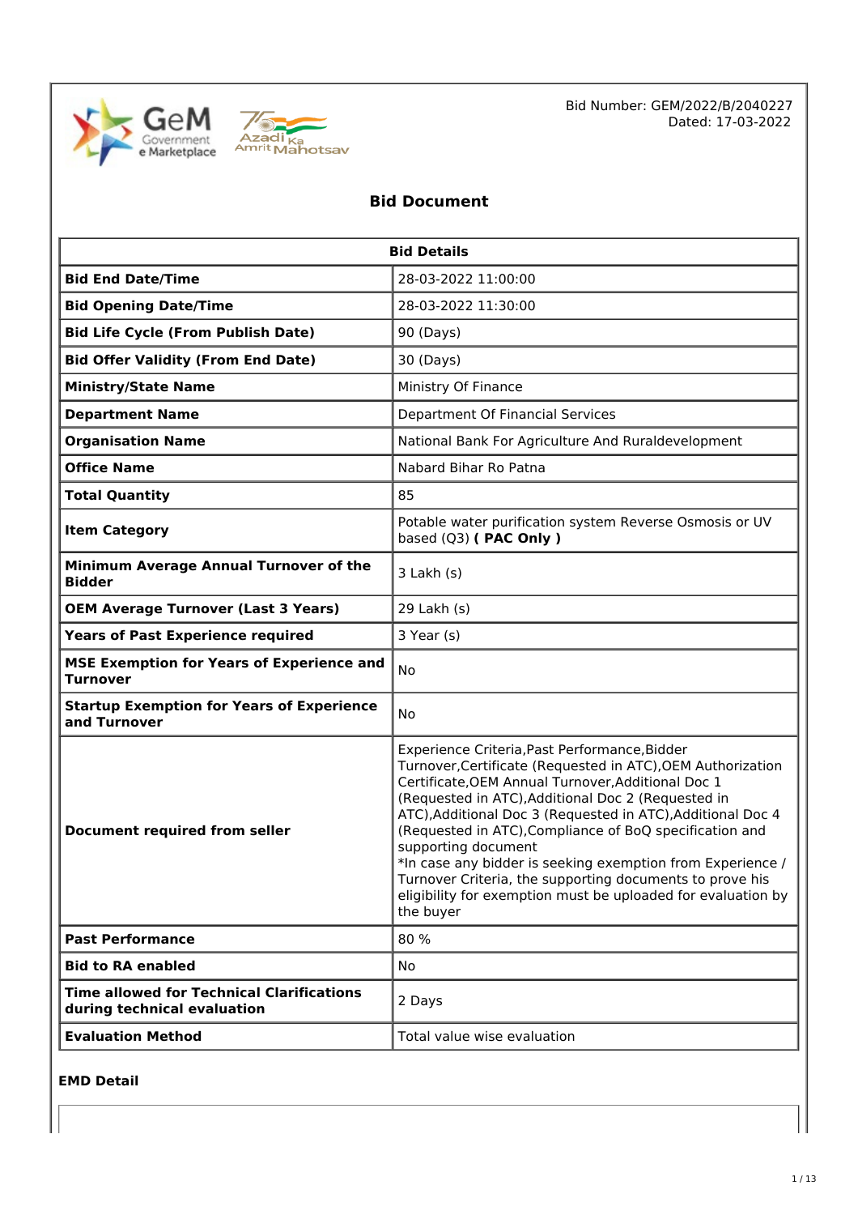Bid Number: GEM/2022/B/2040227
Dated: 17-03-2022

# Bid Document

| Bid Details | |
|---|---|
| **Bid End Date/Time** | 28-03-2022 11:00:00 |
| **Bid Opening Date/Time** | 28-03-2022 11:30:00 |
| **Bid Life Cycle (From Publish Date)** | 90 (Days) |
| **Bid Offer Validity (From End Date)** | 30 (Days) |
| **Ministry/State Name** | Ministry Of Finance |
| **Department Name** | Department Of Financial Services |
| **Organisation Name** | National Bank For Agriculture And Ruraldevelopment |
| **Office Name** | Nabard Bihar Ro Patna |
| **Total Quantity** | 85 |
| **Item Category** | Potable water purification system Reverse Osmosis or UV based (Q3) **( PAC Only )** |
| **Minimum Average Annual Turnover of the Bidder** | 3 Lakh (s) |
| **OEM Average Turnover (Last 3 Years)** | 29 Lakh (s) |
| **Years of Past Experience required** | 3 Year (s) |
| **MSE Exemption for Years of Experience and Turnover** | No |
| **Startup Exemption for Years of Experience and Turnover** | No |
| **Document required from seller** | Experience Criteria,Past Performance,Bidder Turnover,Certificate (Requested in ATC),OEM Authorization Certificate,OEM Annual Turnover,Additional Doc 1 (Requested in ATC),Additional Doc 2 (Requested in ATC),Additional Doc 3 (Requested in ATC),Additional Doc 4 (Requested in ATC),Compliance of BoQ specification and supporting document<br>*In case any bidder is seeking exemption from Experience / Turnover Criteria, the supporting documents to prove his eligibility for exemption must be uploaded for evaluation by the buyer |
| **Past Performance** | 80 % |
| **Bid to RA enabled** | No |
| **Time allowed for Technical Clarifications during technical evaluation** | 2 Days |
| **Evaluation Method** | Total value wise evaluation |

**EMD Detail**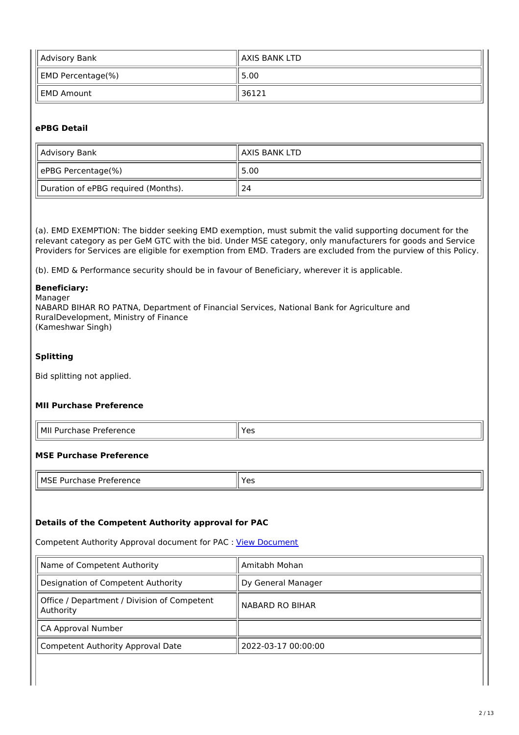| Advisory Bank | AXIS BANK LTD |
| --- | --- |
| EMD Percentage(%) | 5.00 |
| EMD Amount | 36121 |

### ePBG Detail

| Advisory Bank | AXIS BANK LTD |
| --- | --- |
| ePBG Percentage(%) | 5.00 |
| Duration of ePBG required (Months). | 24 |

(a). EMD EXEMPTION: The bidder seeking EMD exemption, must submit the valid supporting document for the relevant category as per GeM GTC with the bid. Under MSE category, only manufacturers for goods and Service Providers for Services are eligible for exemption from EMD. Traders are excluded from the purview of this Policy.

(b). EMD & Performance security should be in favour of Beneficiary, wherever it is applicable.

**Beneficiary:**
Manager
NABARD BIHAR RO PATNA, Department of Financial Services, National Bank for Agriculture and RuralDevelopment, Ministry of Finance
(Kameshwar Singh)

### Splitting

Bid splitting not applied.

### MII Purchase Preference

| MII Purchase Preference | Yes |
| --- | --- |

### MSE Purchase Preference

| MSE Purchase Preference | Yes |
| --- | --- |

### Details of the Competent Authority approval for PAC

Competent Authority Approval document for PAC : View Document

| Name of Competent Authority | Amitabh Mohan |
| --- | --- |
| Designation of Competent Authority | Dy General Manager |
| Office / Department / Division of Competent Authority | NABARD RO BIHAR |
| CA Approval Number | |
| Competent Authority Approval Date | 2022-03-17 00:00:00 |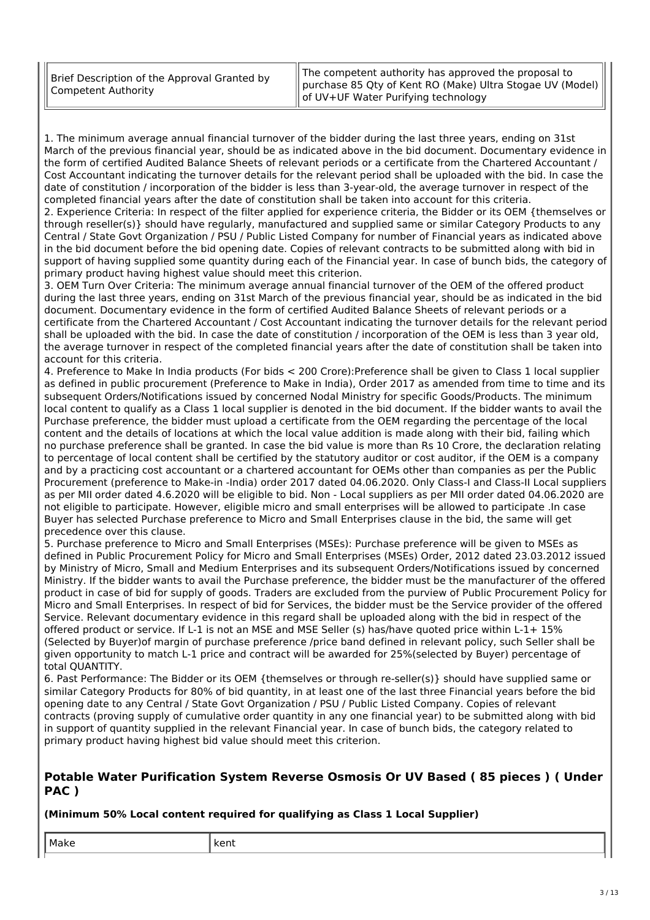| Brief Description of the Approval Granted by Competent Authority | The competent authority has approved the proposal to purchase 85 Qty of Kent RO (Make) Ultra Stogae UV (Model) of UV+UF Water Purifying technology |
|---|---|

1. The minimum average annual financial turnover of the bidder during the last three years, ending on 31st March of the previous financial year, should be as indicated above in the bid document. Documentary evidence in the form of certified Audited Balance Sheets of relevant periods or a certificate from the Chartered Accountant / Cost Accountant indicating the turnover details for the relevant period shall be uploaded with the bid. In case the date of constitution / incorporation of the bidder is less than 3-year-old, the average turnover in respect of the completed financial years after the date of constitution shall be taken into account for this criteria.
2. Experience Criteria: In respect of the filter applied for experience criteria, the Bidder or its OEM {themselves or through reseller(s)} should have regularly, manufactured and supplied same or similar Category Products to any Central / State Govt Organization / PSU / Public Listed Company for number of Financial years as indicated above in the bid document before the bid opening date. Copies of relevant contracts to be submitted along with bid in support of having supplied some quantity during each of the Financial year. In case of bunch bids, the category of primary product having highest value should meet this criterion.
3. OEM Turn Over Criteria: The minimum average annual financial turnover of the OEM of the offered product during the last three years, ending on 31st March of the previous financial year, should be as indicated in the bid document. Documentary evidence in the form of certified Audited Balance Sheets of relevant periods or a certificate from the Chartered Accountant / Cost Accountant indicating the turnover details for the relevant period shall be uploaded with the bid. In case the date of constitution / incorporation of the OEM is less than 3 year old, the average turnover in respect of the completed financial years after the date of constitution shall be taken into account for this criteria.
4. Preference to Make In India products (For bids < 200 Crore):Preference shall be given to Class 1 local supplier as defined in public procurement (Preference to Make in India), Order 2017 as amended from time to time and its subsequent Orders/Notifications issued by concerned Nodal Ministry for specific Goods/Products. The minimum local content to qualify as a Class 1 local supplier is denoted in the bid document. If the bidder wants to avail the Purchase preference, the bidder must upload a certificate from the OEM regarding the percentage of the local content and the details of locations at which the local value addition is made along with their bid, failing which no purchase preference shall be granted. In case the bid value is more than Rs 10 Crore, the declaration relating to percentage of local content shall be certified by the statutory auditor or cost auditor, if the OEM is a company and by a practicing cost accountant or a chartered accountant for OEMs other than companies as per the Public Procurement (preference to Make-in -India) order 2017 dated 04.06.2020. Only Class-I and Class-II Local suppliers as per MII order dated 4.6.2020 will be eligible to bid. Non - Local suppliers as per MII order dated 04.06.2020 are not eligible to participate. However, eligible micro and small enterprises will be allowed to participate .In case Buyer has selected Purchase preference to Micro and Small Enterprises clause in the bid, the same will get precedence over this clause.
5. Purchase preference to Micro and Small Enterprises (MSEs): Purchase preference will be given to MSEs as defined in Public Procurement Policy for Micro and Small Enterprises (MSEs) Order, 2012 dated 23.03.2012 issued by Ministry of Micro, Small and Medium Enterprises and its subsequent Orders/Notifications issued by concerned Ministry. If the bidder wants to avail the Purchase preference, the bidder must be the manufacturer of the offered product in case of bid for supply of goods. Traders are excluded from the purview of Public Procurement Policy for Micro and Small Enterprises. In respect of bid for Services, the bidder must be the Service provider of the offered Service. Relevant documentary evidence in this regard shall be uploaded along with the bid in respect of the offered product or service. If L-1 is not an MSE and MSE Seller (s) has/have quoted price within L-1+ 15% (Selected by Buyer)of margin of purchase preference /price band defined in relevant policy, such Seller shall be given opportunity to match L-1 price and contract will be awarded for 25%(selected by Buyer) percentage of total QUANTITY.
6. Past Performance: The Bidder or its OEM {themselves or through re-seller(s)} should have supplied same or similar Category Products for 80% of bid quantity, in at least one of the last three Financial years before the bid opening date to any Central / State Govt Organization / PSU / Public Listed Company. Copies of relevant contracts (proving supply of cumulative order quantity in any one financial year) to be submitted along with bid in support of quantity supplied in the relevant Financial year. In case of bunch bids, the category related to primary product having highest bid value should meet this criterion.

## Potable Water Purification System Reverse Osmosis Or UV Based ( 85 pieces ) ( Under PAC )

**(Minimum 50% Local content required for qualifying as Class 1 Local Supplier)**

| Make | kent |
|---|---|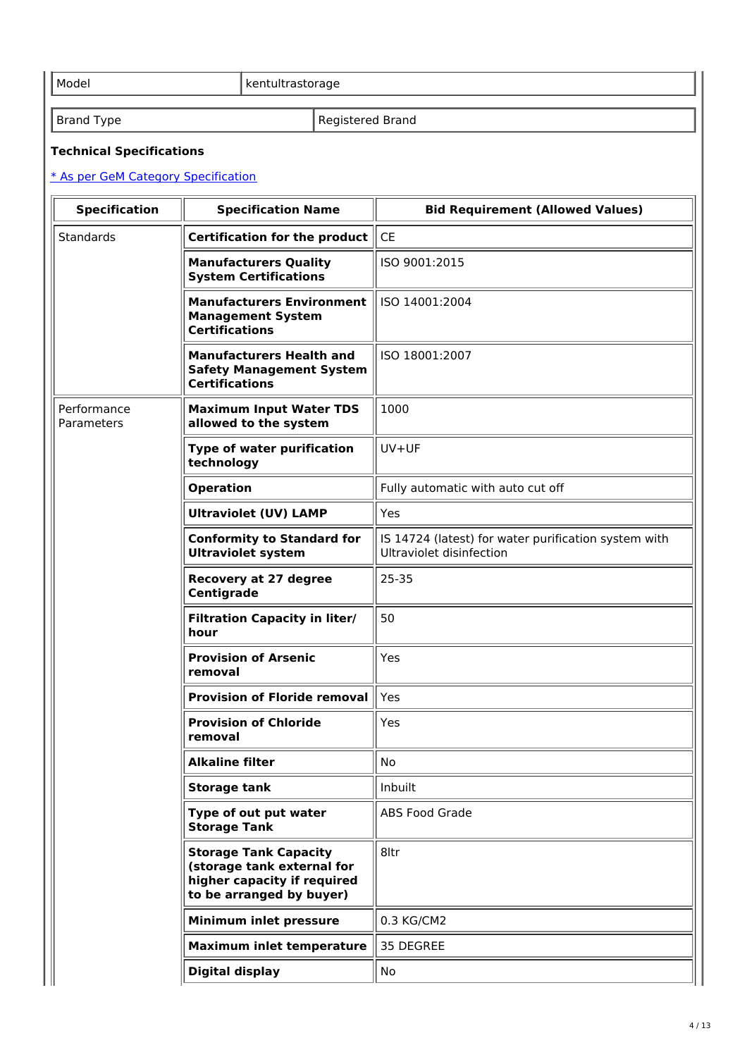| Model | kentultrastorage |
|---|---|

| Brand Type | Registered Brand |
|---|---|

**Technical Specifications**

[* As per GeM Category Specification]

| Specification | Specification Name | Bid Requirement (Allowed Values) |
|---|---|---|
| Standards | **Certification for the product** | CE |
| | **Manufacturers Quality System Certifications** | ISO 9001:2015 |
| | **Manufacturers Environment Management System Certifications** | ISO 14001:2004 |
| | **Manufacturers Health and Safety Management System Certifications** | ISO 18001:2007 |
| Performance Parameters | **Maximum Input Water TDS allowed to the system** | 1000 |
| | **Type of water purification technology** | UV+UF |
| | **Operation** | Fully automatic with auto cut off |
| | **Ultraviolet (UV) LAMP** | Yes |
| | **Conformity to Standard for Ultraviolet system** | IS 14724 (latest) for water purification system with Ultraviolet disinfection |
| | **Recovery at 27 degree Centigrade** | 25-35 |
| | **Filtration Capacity in liter/ hour** | 50 |
| | **Provision of Arsenic removal** | Yes |
| | **Provision of Floride removal** | Yes |
| | **Provision of Chloride removal** | Yes |
| | **Alkaline filter** | No |
| | **Storage tank** | Inbuilt |
| | **Type of out put water Storage Tank** | ABS Food Grade |
| | **Storage Tank Capacity (storage tank external for higher capacity if required to be arranged by buyer)** | 8ltr |
| | **Minimum inlet pressure** | 0.3 KG/CM2 |
| | **Maximum inlet temperature** | 35 DEGREE |
| | **Digital display** | No |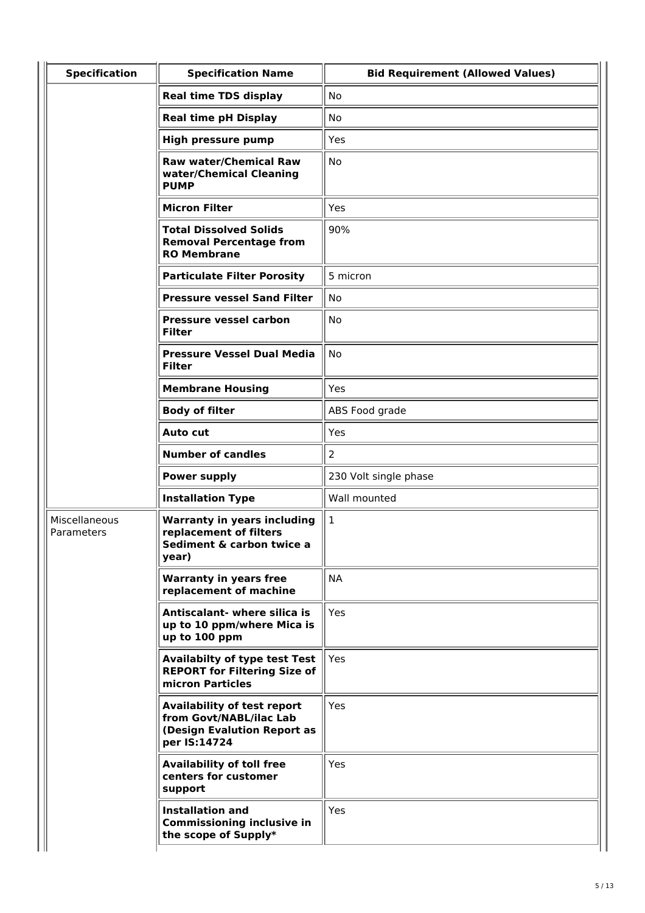| Specification | Specification Name | Bid Requirement (Allowed Values) |
|---|---|---|
| | **Real time TDS display** | No |
| | **Real time pH Display** | No |
| | **High pressure pump** | Yes |
| | **Raw water/Chemical Raw water/Chemical Cleaning PUMP** | No |
| | **Micron Filter** | Yes |
| | **Total Dissolved Solids Removal Percentage from RO Membrane** | 90% |
| | **Particulate Filter Porosity** | 5 micron |
| | **Pressure vessel Sand Filter** | No |
| | **Pressure vessel carbon Filter** | No |
| | **Pressure Vessel Dual Media Filter** | No |
| | **Membrane Housing** | Yes |
| | **Body of filter** | ABS Food grade |
| | **Auto cut** | Yes |
| | **Number of candles** | 2 |
| | **Power supply** | 230 Volt single phase |
| | **Installation Type** | Wall mounted |
| Miscellaneous Parameters | **Warranty in years including replacement of filters Sediment & carbon twice a year)** | 1 |
| | **Warranty in years free replacement of machine** | NA |
| | **Antiscalant- where silica is up to 10 ppm/where Mica is up to 100 ppm** | Yes |
| | **Availabilty of type test Test REPORT for Filtering Size of micron Particles** | Yes |
| | **Availability of test report from Govt/NABL/ilac Lab (Design Evalution Report as per IS:14724** | Yes |
| | **Availability of toll free centers for customer support** | Yes |
| | **Installation and Commissioning inclusive in the scope of Supply*** | Yes |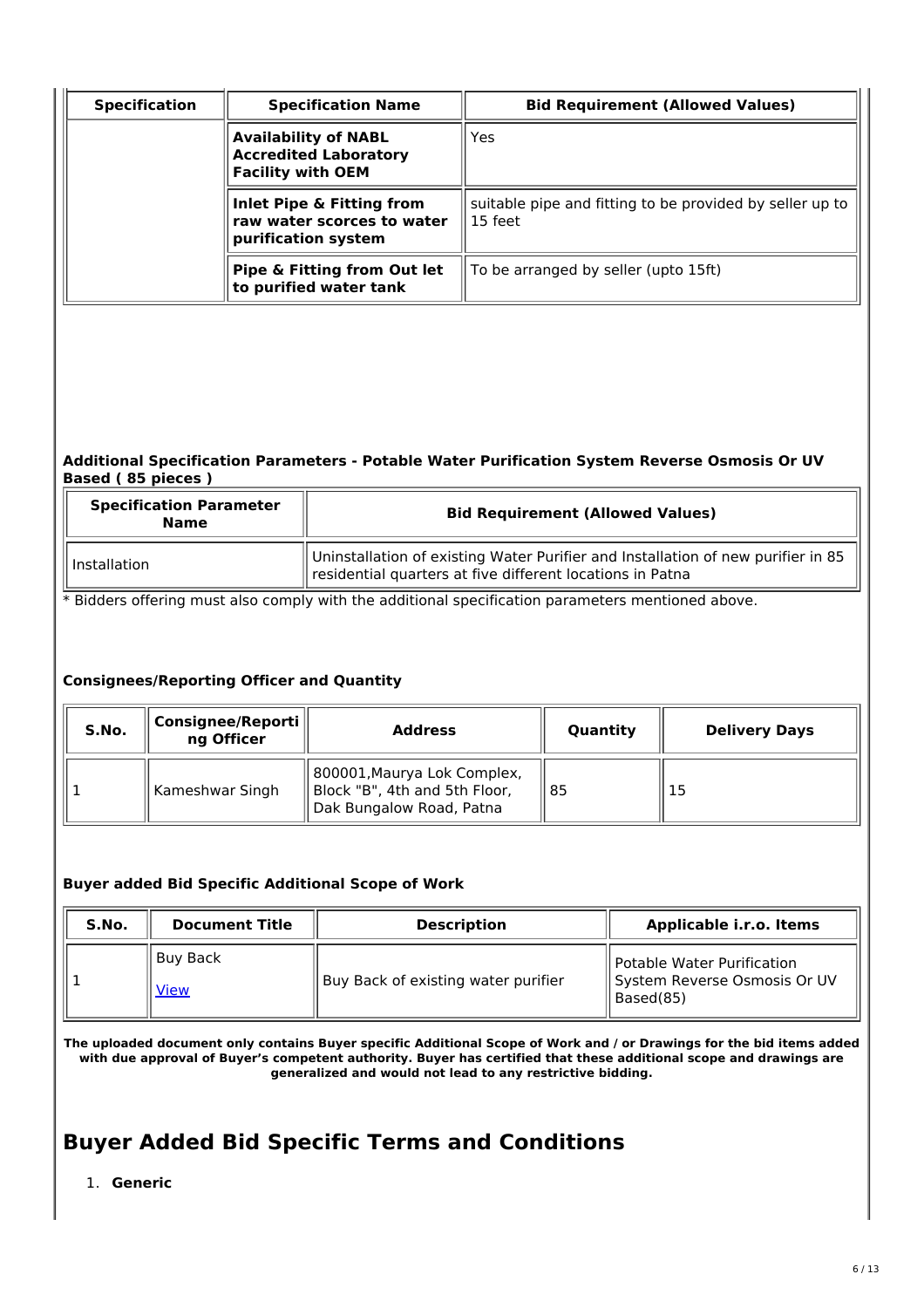| Specification | Specification Name | Bid Requirement (Allowed Values) |
|---|---|---|
| | **Availability of NABL Accredited Laboratory Facility with OEM** | Yes |
| | **Inlet Pipe & Fitting from raw water scorces to water purification system** | suitable pipe and fitting to be provided by seller up to 15 feet |
| | **Pipe & Fitting from Out let to purified water tank** | To be arranged by seller (upto 15ft) |

**Additional Specification Parameters - Potable Water Purification System Reverse Osmosis Or UV Based ( 85 pieces )**

| Specification Parameter Name | Bid Requirement (Allowed Values) |
|---|---|
| Installation | Uninstallation of existing Water Purifier and Installation of new purifier in 85 residential quarters at five different locations in Patna |

* Bidders offering must also comply with the additional specification parameters mentioned above.

**Consignees/Reporting Officer and Quantity**

| S.No. | Consignee/Reporting Officer | Address | Quantity | Delivery Days |
|---|---|---|---|---|
| 1 | Kameshwar Singh | 800001,Maurya Lok Complex, Block "B", 4th and 5th Floor, Dak Bungalow Road, Patna | 85 | 15 |

**Buyer added Bid Specific Additional Scope of Work**

| S.No. | Document Title | Description | Applicable i.r.o. Items |
|---|---|---|---|
| 1 | Buy Back [View](View) | Buy Back of existing water purifier | Potable Water Purification System Reverse Osmosis Or UV Based(85) |

**The uploaded document only contains Buyer specific Additional Scope of Work and / or Drawings for the bid items added with due approval of Buyer's competent authority. Buyer has certified that these additional scope and drawings are generalized and would not lead to any restrictive bidding.**

# Buyer Added Bid Specific Terms and Conditions

1. **Generic**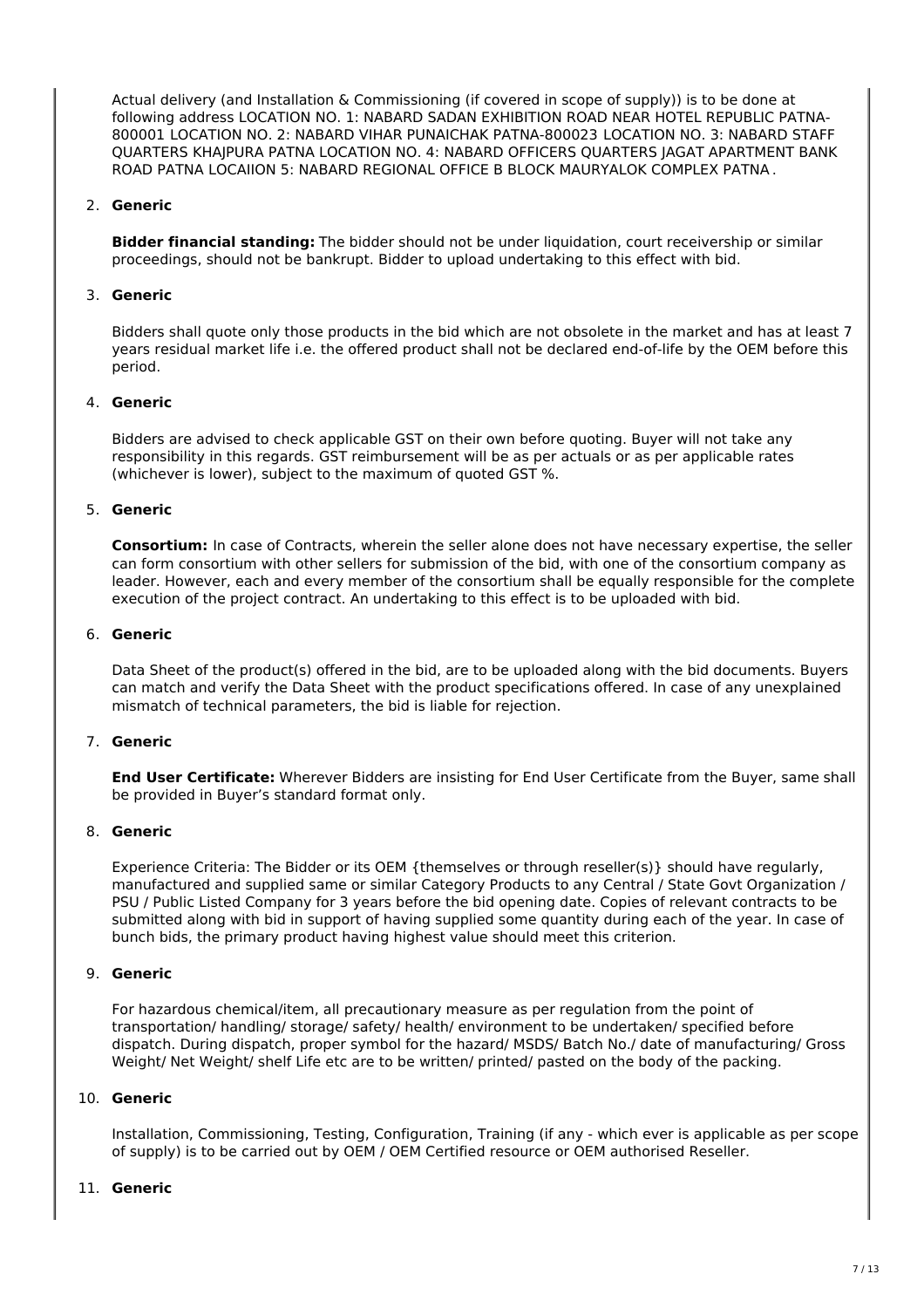Actual delivery (and Installation & Commissioning (if covered in scope of supply)) is to be done at following address LOCATION NO. 1: NABARD SADAN EXHIBITION ROAD NEAR HOTEL REPUBLIC PATNA-800001 LOCATION NO. 2: NABARD VIHAR PUNAICHAK PATNA-800023 LOCATION NO. 3: NABARD STAFF QUARTERS KHAJPURA PATNA LOCATION NO. 4: NABARD OFFICERS QUARTERS JAGAT APARTMENT BANK ROAD PATNA LOCAIION 5: NABARD REGIONAL OFFICE B BLOCK MAURYALOK COMPLEX PATNA .

2. **Generic**

   **Bidder financial standing:** The bidder should not be under liquidation, court receivership or similar proceedings, should not be bankrupt. Bidder to upload undertaking to this effect with bid.

3. **Generic**

   Bidders shall quote only those products in the bid which are not obsolete in the market and has at least 7 years residual market life i.e. the offered product shall not be declared end-of-life by the OEM before this period.

4. **Generic**

   Bidders are advised to check applicable GST on their own before quoting. Buyer will not take any responsibility in this regards. GST reimbursement will be as per actuals or as per applicable rates (whichever is lower), subject to the maximum of quoted GST %.

5. **Generic**

   **Consortium:** In case of Contracts, wherein the seller alone does not have necessary expertise, the seller can form consortium with other sellers for submission of the bid, with one of the consortium company as leader. However, each and every member of the consortium shall be equally responsible for the complete execution of the project contract. An undertaking to this effect is to be uploaded with bid.

6. **Generic**

   Data Sheet of the product(s) offered in the bid, are to be uploaded along with the bid documents. Buyers can match and verify the Data Sheet with the product specifications offered. In case of any unexplained mismatch of technical parameters, the bid is liable for rejection.

7. **Generic**

   **End User Certificate:** Wherever Bidders are insisting for End User Certificate from the Buyer, same shall be provided in Buyer's standard format only.

8. **Generic**

   Experience Criteria: The Bidder or its OEM {themselves or through reseller(s)} should have regularly, manufactured and supplied same or similar Category Products to any Central / State Govt Organization / PSU / Public Listed Company for 3 years before the bid opening date. Copies of relevant contracts to be submitted along with bid in support of having supplied some quantity during each of the year. In case of bunch bids, the primary product having highest value should meet this criterion.

9. **Generic**

   For hazardous chemical/item, all precautionary measure as per regulation from the point of transportation/ handling/ storage/ safety/ health/ environment to be undertaken/ specified before dispatch. During dispatch, proper symbol for the hazard/ MSDS/ Batch No./ date of manufacturing/ Gross Weight/ Net Weight/ shelf Life etc are to be written/ printed/ pasted on the body of the packing.

10. **Generic**

    Installation, Commissioning, Testing, Configuration, Training (if any - which ever is applicable as per scope of supply) is to be carried out by OEM / OEM Certified resource or OEM authorised Reseller.

11. **Generic**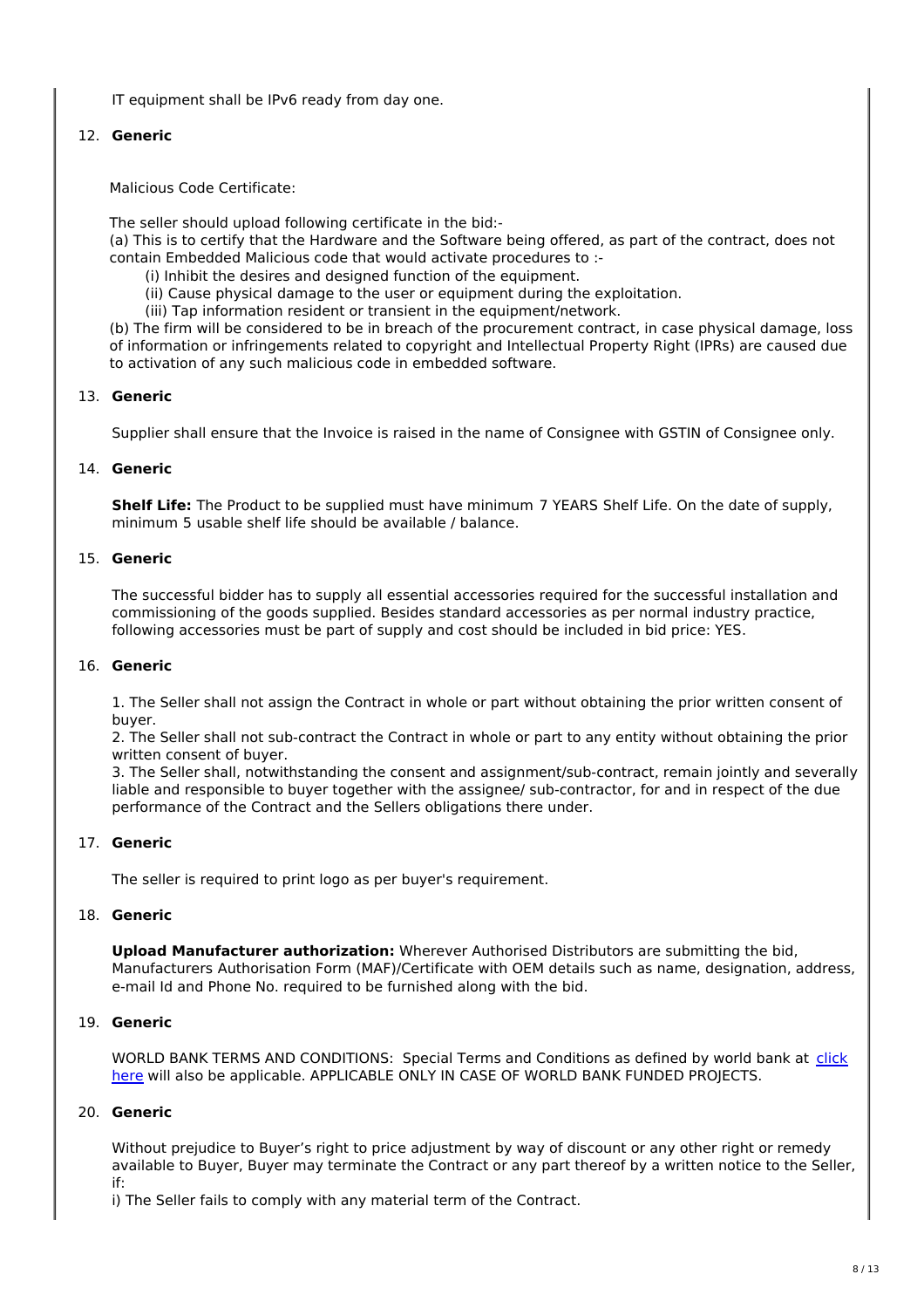IT equipment shall be IPv6 ready from day one.

12. **Generic**

Malicious Code Certificate:

The seller should upload following certificate in the bid:-

(a) This is to certify that the Hardware and the Software being offered, as part of the contract, does not contain Embedded Malicious code that would activate procedures to :-

(i) Inhibit the desires and designed function of the equipment.

(ii) Cause physical damage to the user or equipment during the exploitation.

(iii) Tap information resident or transient in the equipment/network.

(b) The firm will be considered to be in breach of the procurement contract, in case physical damage, loss of information or infringements related to copyright and Intellectual Property Right (IPRs) are caused due to activation of any such malicious code in embedded software.

13. **Generic**

Supplier shall ensure that the Invoice is raised in the name of Consignee with GSTIN of Consignee only.

14. **Generic**

**Shelf Life:** The Product to be supplied must have minimum 7 YEARS Shelf Life. On the date of supply, minimum 5 usable shelf life should be available / balance.

15. **Generic**

The successful bidder has to supply all essential accessories required for the successful installation and commissioning of the goods supplied. Besides standard accessories as per normal industry practice, following accessories must be part of supply and cost should be included in bid price: YES.

16. **Generic**

1. The Seller shall not assign the Contract in whole or part without obtaining the prior written consent of buyer.
2. The Seller shall not sub-contract the Contract in whole or part to any entity without obtaining the prior written consent of buyer.
3. The Seller shall, notwithstanding the consent and assignment/sub-contract, remain jointly and severally liable and responsible to buyer together with the assignee/ sub-contractor, for and in respect of the due performance of the Contract and the Sellers obligations there under.

17. **Generic**

The seller is required to print logo as per buyer's requirement.

18. **Generic**

**Upload Manufacturer authorization:** Wherever Authorised Distributors are submitting the bid, Manufacturers Authorisation Form (MAF)/Certificate with OEM details such as name, designation, address, e-mail Id and Phone No. required to be furnished along with the bid.

19. **Generic**

WORLD BANK TERMS AND CONDITIONS: Special Terms and Conditions as defined by world bank at click here will also be applicable. APPLICABLE ONLY IN CASE OF WORLD BANK FUNDED PROJECTS.

20. **Generic**

Without prejudice to Buyer's right to price adjustment by way of discount or any other right or remedy available to Buyer, Buyer may terminate the Contract or any part thereof by a written notice to the Seller, if:

i) The Seller fails to comply with any material term of the Contract.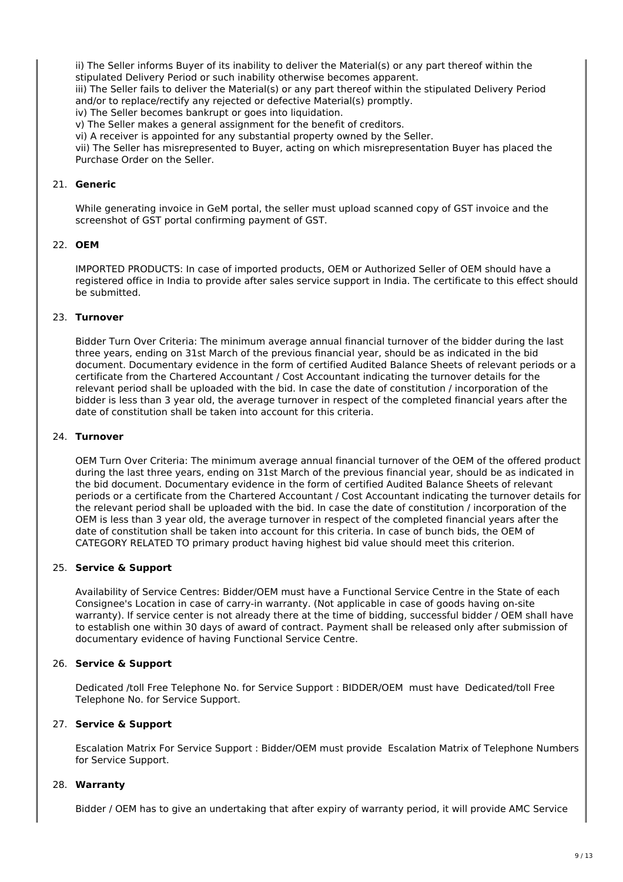ii) The Seller informs Buyer of its inability to deliver the Material(s) or any part thereof within the stipulated Delivery Period or such inability otherwise becomes apparent.
iii) The Seller fails to deliver the Material(s) or any part thereof within the stipulated Delivery Period and/or to replace/rectify any rejected or defective Material(s) promptly.
iv) The Seller becomes bankrupt or goes into liquidation.
v) The Seller makes a general assignment for the benefit of creditors.
vi) A receiver is appointed for any substantial property owned by the Seller.
vii) The Seller has misrepresented to Buyer, acting on which misrepresentation Buyer has placed the Purchase Order on the Seller.

21. **Generic**

While generating invoice in GeM portal, the seller must upload scanned copy of GST invoice and the screenshot of GST portal confirming payment of GST.

22. **OEM**

IMPORTED PRODUCTS: In case of imported products, OEM or Authorized Seller of OEM should have a registered office in India to provide after sales service support in India. The certificate to this effect should be submitted.

23. **Turnover**

Bidder Turn Over Criteria: The minimum average annual financial turnover of the bidder during the last three years, ending on 31st March of the previous financial year, should be as indicated in the bid document. Documentary evidence in the form of certified Audited Balance Sheets of relevant periods or a certificate from the Chartered Accountant / Cost Accountant indicating the turnover details for the relevant period shall be uploaded with the bid. In case the date of constitution / incorporation of the bidder is less than 3 year old, the average turnover in respect of the completed financial years after the date of constitution shall be taken into account for this criteria.

24. **Turnover**

OEM Turn Over Criteria: The minimum average annual financial turnover of the OEM of the offered product during the last three years, ending on 31st March of the previous financial year, should be as indicated in the bid document. Documentary evidence in the form of certified Audited Balance Sheets of relevant periods or a certificate from the Chartered Accountant / Cost Accountant indicating the turnover details for the relevant period shall be uploaded with the bid. In case the date of constitution / incorporation of the OEM is less than 3 year old, the average turnover in respect of the completed financial years after the date of constitution shall be taken into account for this criteria. In case of bunch bids, the OEM of CATEGORY RELATED TO primary product having highest bid value should meet this criterion.

25. **Service & Support**

Availability of Service Centres: Bidder/OEM must have a Functional Service Centre in the State of each Consignee's Location in case of carry-in warranty. (Not applicable in case of goods having on-site warranty). If service center is not already there at the time of bidding, successful bidder / OEM shall have to establish one within 30 days of award of contract. Payment shall be released only after submission of documentary evidence of having Functional Service Centre.

26. **Service & Support**

Dedicated /toll Free Telephone No. for Service Support : BIDDER/OEM must have Dedicated/toll Free Telephone No. for Service Support.

27. **Service & Support**

Escalation Matrix For Service Support : Bidder/OEM must provide Escalation Matrix of Telephone Numbers for Service Support.

28. **Warranty**

Bidder / OEM has to give an undertaking that after expiry of warranty period, it will provide AMC Service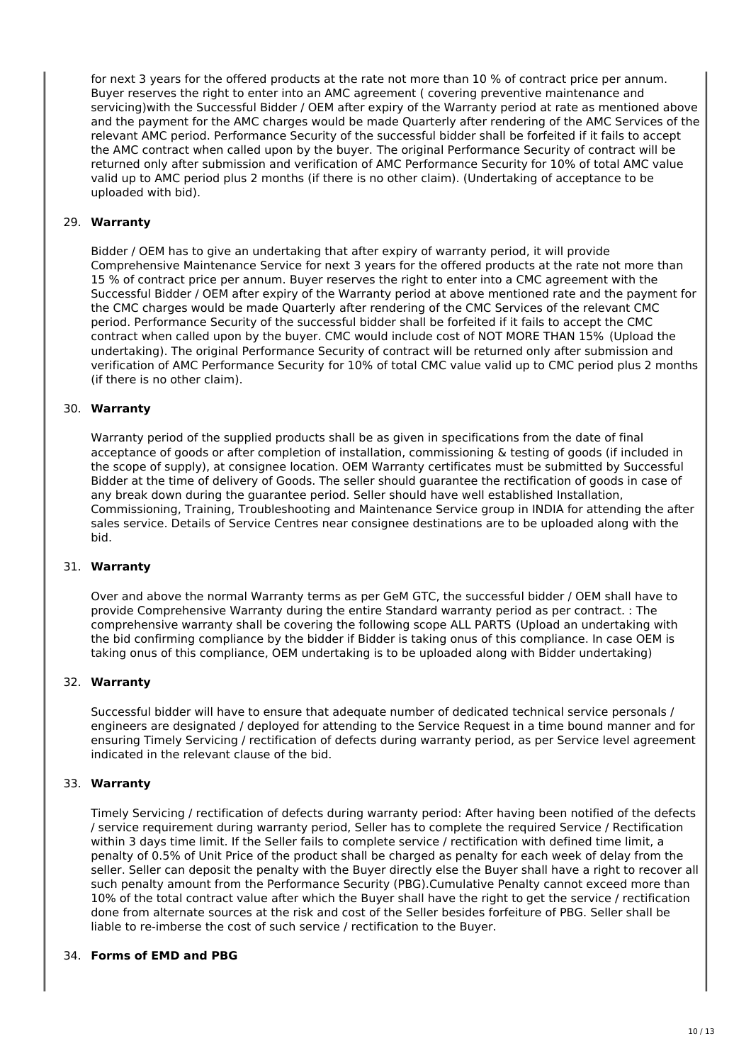for next 3 years for the offered products at the rate not more than 10 % of contract price per annum. Buyer reserves the right to enter into an AMC agreement ( covering preventive maintenance and servicing)with the Successful Bidder / OEM after expiry of the Warranty period at rate as mentioned above and the payment for the AMC charges would be made Quarterly after rendering of the AMC Services of the relevant AMC period. Performance Security of the successful bidder shall be forfeited if it fails to accept the AMC contract when called upon by the buyer. The original Performance Security of contract will be returned only after submission and verification of AMC Performance Security for 10% of total AMC value valid up to AMC period plus 2 months (if there is no other claim). (Undertaking of acceptance to be uploaded with bid).

29. **Warranty**

Bidder / OEM has to give an undertaking that after expiry of warranty period, it will provide Comprehensive Maintenance Service for next 3 years for the offered products at the rate not more than 15 % of contract price per annum. Buyer reserves the right to enter into a CMC agreement with the Successful Bidder / OEM after expiry of the Warranty period at above mentioned rate and the payment for the CMC charges would be made Quarterly after rendering of the CMC Services of the relevant CMC period. Performance Security of the successful bidder shall be forfeited if it fails to accept the CMC contract when called upon by the buyer. CMC would include cost of NOT MORE THAN 15% (Upload the undertaking). The original Performance Security of contract will be returned only after submission and verification of AMC Performance Security for 10% of total CMC value valid up to CMC period plus 2 months (if there is no other claim).

30. **Warranty**

Warranty period of the supplied products shall be as given in specifications from the date of final acceptance of goods or after completion of installation, commissioning & testing of goods (if included in the scope of supply), at consignee location. OEM Warranty certificates must be submitted by Successful Bidder at the time of delivery of Goods. The seller should guarantee the rectification of goods in case of any break down during the guarantee period. Seller should have well established Installation, Commissioning, Training, Troubleshooting and Maintenance Service group in INDIA for attending the after sales service. Details of Service Centres near consignee destinations are to be uploaded along with the bid.

31. **Warranty**

Over and above the normal Warranty terms as per GeM GTC, the successful bidder / OEM shall have to provide Comprehensive Warranty during the entire Standard warranty period as per contract. : The comprehensive warranty shall be covering the following scope ALL PARTS (Upload an undertaking with the bid confirming compliance by the bidder if Bidder is taking onus of this compliance. In case OEM is taking onus of this compliance, OEM undertaking is to be uploaded along with Bidder undertaking)

32. **Warranty**

Successful bidder will have to ensure that adequate number of dedicated technical service personals / engineers are designated / deployed for attending to the Service Request in a time bound manner and for ensuring Timely Servicing / rectification of defects during warranty period, as per Service level agreement indicated in the relevant clause of the bid.

33. **Warranty**

Timely Servicing / rectification of defects during warranty period: After having been notified of the defects / service requirement during warranty period, Seller has to complete the required Service / Rectification within 3 days time limit. If the Seller fails to complete service / rectification with defined time limit, a penalty of 0.5% of Unit Price of the product shall be charged as penalty for each week of delay from the seller. Seller can deposit the penalty with the Buyer directly else the Buyer shall have a right to recover all such penalty amount from the Performance Security (PBG).Cumulative Penalty cannot exceed more than 10% of the total contract value after which the Buyer shall have the right to get the service / rectification done from alternate sources at the risk and cost of the Seller besides forfeiture of PBG. Seller shall be liable to re-imberse the cost of such service / rectification to the Buyer.

34. **Forms of EMD and PBG**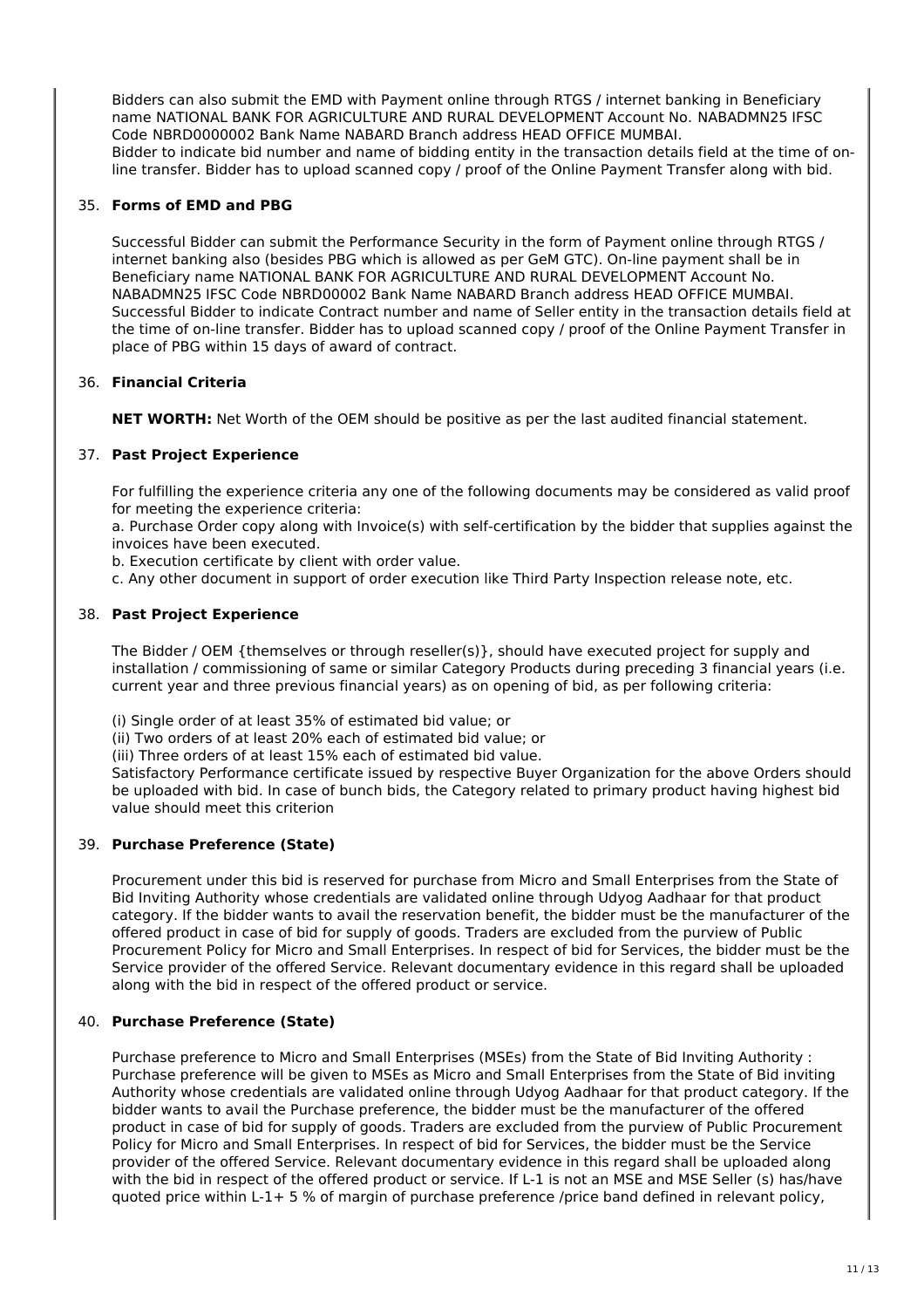Bidders can also submit the EMD with Payment online through RTGS / internet banking in Beneficiary name NATIONAL BANK FOR AGRICULTURE AND RURAL DEVELOPMENT Account No. NABADMN25 IFSC Code NBRD0000002 Bank Name NABARD Branch address HEAD OFFICE MUMBAI.
Bidder to indicate bid number and name of bidding entity in the transaction details field at the time of on-line transfer. Bidder has to upload scanned copy / proof of the Online Payment Transfer along with bid.

35. **Forms of EMD and PBG**

Successful Bidder can submit the Performance Security in the form of Payment online through RTGS / internet banking also (besides PBG which is allowed as per GeM GTC). On-line payment shall be in Beneficiary name NATIONAL BANK FOR AGRICULTURE AND RURAL DEVELOPMENT Account No. NABADMN25 IFSC Code NBRD00002 Bank Name NABARD Branch address HEAD OFFICE MUMBAI. Successful Bidder to indicate Contract number and name of Seller entity in the transaction details field at the time of on-line transfer. Bidder has to upload scanned copy / proof of the Online Payment Transfer in place of PBG within 15 days of award of contract.

36. **Financial Criteria**

**NET WORTH:** Net Worth of the OEM should be positive as per the last audited financial statement.

37. **Past Project Experience**

For fulfilling the experience criteria any one of the following documents may be considered as valid proof for meeting the experience criteria:
a. Purchase Order copy along with Invoice(s) with self-certification by the bidder that supplies against the invoices have been executed.
b. Execution certificate by client with order value.
c. Any other document in support of order execution like Third Party Inspection release note, etc.

38. **Past Project Experience**

The Bidder / OEM {themselves or through reseller(s)}, should have executed project for supply and installation / commissioning of same or similar Category Products during preceding 3 financial years (i.e. current year and three previous financial years) as on opening of bid, as per following criteria:

(i) Single order of at least 35% of estimated bid value; or
(ii) Two orders of at least 20% each of estimated bid value; or
(iii) Three orders of at least 15% each of estimated bid value.
Satisfactory Performance certificate issued by respective Buyer Organization for the above Orders should be uploaded with bid. In case of bunch bids, the Category related to primary product having highest bid value should meet this criterion

39. **Purchase Preference (State)**

Procurement under this bid is reserved for purchase from Micro and Small Enterprises from the State of Bid Inviting Authority whose credentials are validated online through Udyog Aadhaar for that product category. If the bidder wants to avail the reservation benefit, the bidder must be the manufacturer of the offered product in case of bid for supply of goods. Traders are excluded from the purview of Public Procurement Policy for Micro and Small Enterprises. In respect of bid for Services, the bidder must be the Service provider of the offered Service. Relevant documentary evidence in this regard shall be uploaded along with the bid in respect of the offered product or service.

40. **Purchase Preference (State)**

Purchase preference to Micro and Small Enterprises (MSEs) from the State of Bid Inviting Authority : Purchase preference will be given to MSEs as Micro and Small Enterprises from the State of Bid inviting Authority whose credentials are validated online through Udyog Aadhaar for that product category. If the bidder wants to avail the Purchase preference, the bidder must be the manufacturer of the offered product in case of bid for supply of goods. Traders are excluded from the purview of Public Procurement Policy for Micro and Small Enterprises. In respect of bid for Services, the bidder must be the Service provider of the offered Service. Relevant documentary evidence in this regard shall be uploaded along with the bid in respect of the offered product or service. If L-1 is not an MSE and MSE Seller (s) has/have quoted price within L-1+ 5 % of margin of purchase preference /price band defined in relevant policy,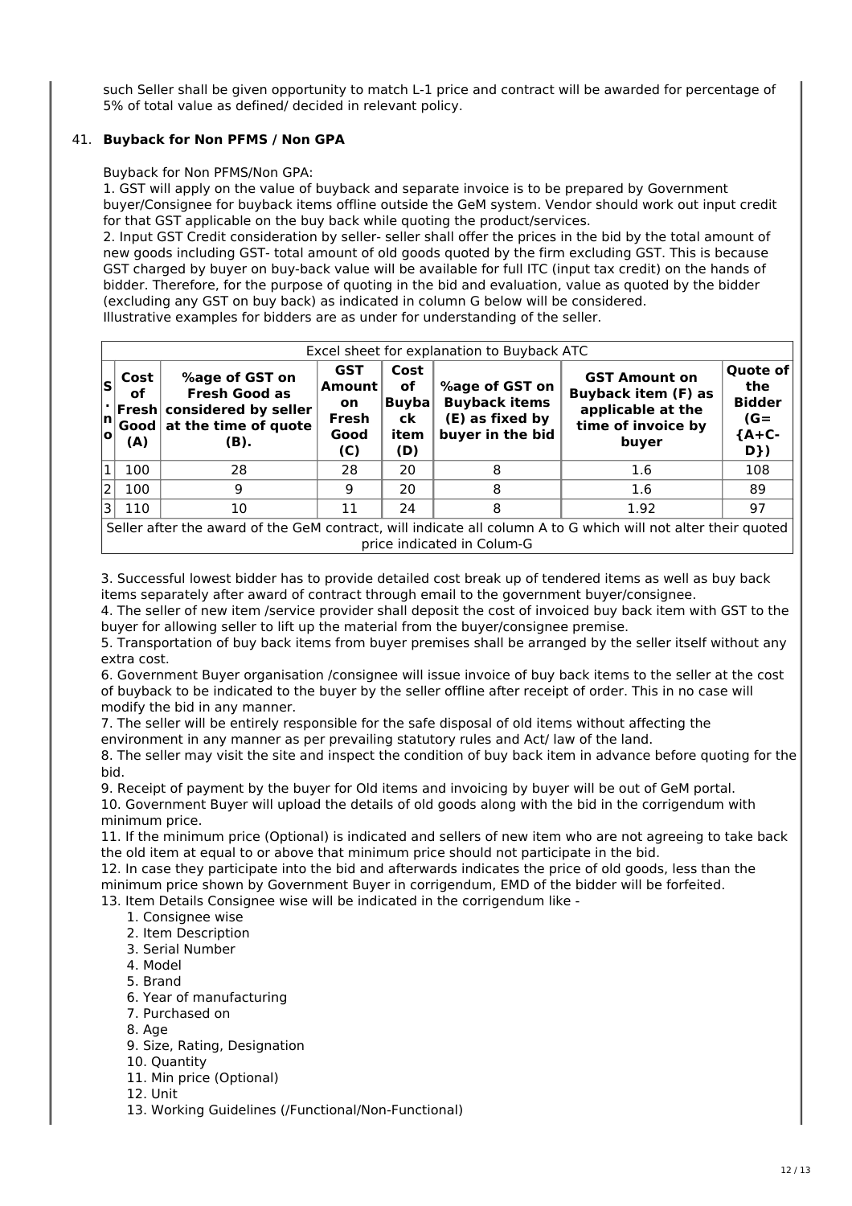such Seller shall be given opportunity to match L-1 price and contract will be awarded for percentage of 5% of total value as defined/ decided in relevant policy.

41. **Buyback for Non PFMS / Non GPA**

Buyback for Non PFMS/Non GPA:
1. GST will apply on the value of buyback and separate invoice is to be prepared by Government buyer/Consignee for buyback items offline outside the GeM system. Vendor should work out input credit for that GST applicable on the buy back while quoting the product/services.
2. Input GST Credit consideration by seller- seller shall offer the prices in the bid by the total amount of new goods including GST- total amount of old goods quoted by the firm excluding GST. This is because GST charged by buyer on buy-back value will be available for full ITC (input tax credit) on the hands of bidder. Therefore, for the purpose of quoting in the bid and evaluation, value as quoted by the bidder (excluding any GST on buy back) as indicated in column G below will be considered.
Illustrative examples for bidders are as under for understanding of the seller.

| Excel sheet for explanation to Buyback ATC | | | | | | | |
|---|---|---|---|---|---|---|---|
| **S. no** | **Cost of Fresh Good (A)** | **%age of GST on Fresh Good as considered by seller at the time of quote (B).** | **GST Amount on Fresh Good (C)** | **Cost of Buyback item (D)** | **%age of GST on Buyback items (E) as fixed by buyer in the bid** | **GST Amount on Buyback item (F) as applicable at the time of invoice by buyer** | **Quote of the Bidder (G= {A+C-D})** |
| 1 | 100 | 28 | 28 | 20 | 8 | 1.6 | 108 |
| 2 | 100 | 9 | 9 | 20 | 8 | 1.6 | 89 |
| 3 | 110 | 10 | 11 | 24 | 8 | 1.92 | 97 |
| Seller after the award of the GeM contract, will indicate all column A to G which will not alter their quoted price indicated in Colum-G | | | | | | | |

3. Successful lowest bidder has to provide detailed cost break up of tendered items as well as buy back items separately after award of contract through email to the government buyer/consignee.
4. The seller of new item /service provider shall deposit the cost of invoiced buy back item with GST to the buyer for allowing seller to lift up the material from the buyer/consignee premise.
5. Transportation of buy back items from buyer premises shall be arranged by the seller itself without any extra cost.
6. Government Buyer organisation /consignee will issue invoice of buy back items to the seller at the cost of buyback to be indicated to the buyer by the seller offline after receipt of order. This in no case will modify the bid in any manner.
7. The seller will be entirely responsible for the safe disposal of old items without affecting the environment in any manner as per prevailing statutory rules and Act/ law of the land.
8. The seller may visit the site and inspect the condition of buy back item in advance before quoting for the bid.
9. Receipt of payment by the buyer for Old items and invoicing by buyer will be out of GeM portal.
10. Government Buyer will upload the details of old goods along with the bid in the corrigendum with minimum price.
11. If the minimum price (Optional) is indicated and sellers of new item who are not agreeing to take back the old item at equal to or above that minimum price should not participate in the bid.
12. In case they participate into the bid and afterwards indicates the price of old goods, less than the minimum price shown by Government Buyer in corrigendum, EMD of the bidder will be forfeited.
13. Item Details Consignee wise will be indicated in the corrigendum like -
    1. Consignee wise
    2. Item Description
    3. Serial Number
    4. Model
    5. Brand
    6. Year of manufacturing
    7. Purchased on
    8. Age
    9. Size, Rating, Designation
    10. Quantity
    11. Min price (Optional)
    12. Unit
    13. Working Guidelines (/Functional/Non-Functional)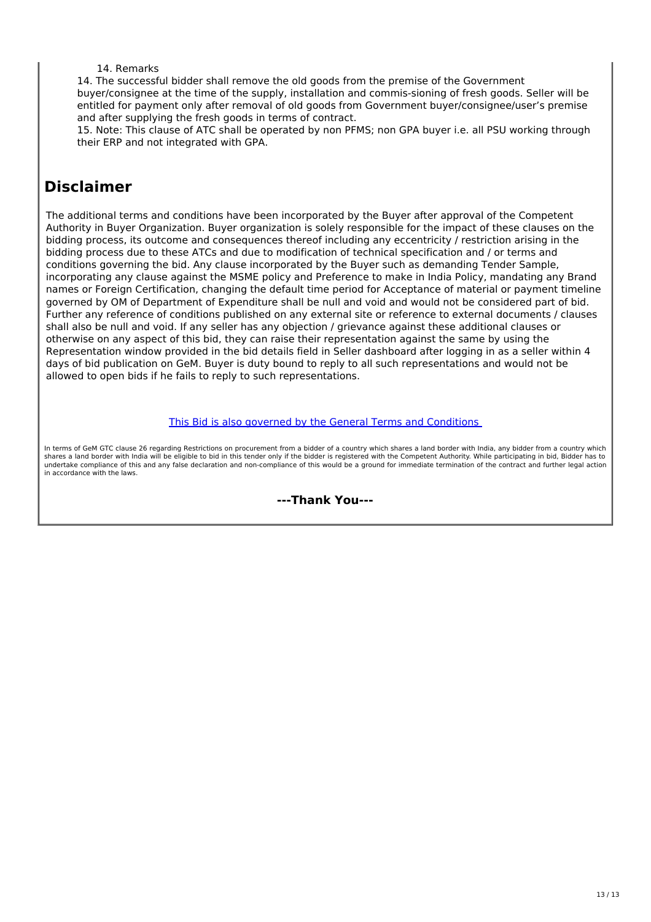14. Remarks

14. The successful bidder shall remove the old goods from the premise of the Government buyer/consignee at the time of the supply, installation and commis-sioning of fresh goods. Seller will be entitled for payment only after removal of old goods from Government buyer/consignee/user's premise and after supplying the fresh goods in terms of contract.

15. Note: This clause of ATC shall be operated by non PFMS; non GPA buyer i.e. all PSU working through their ERP and not integrated with GPA.

# Disclaimer

The additional terms and conditions have been incorporated by the Buyer after approval of the Competent Authority in Buyer Organization. Buyer organization is solely responsible for the impact of these clauses on the bidding process, its outcome and consequences thereof including any eccentricity / restriction arising in the bidding process due to these ATCs and due to modification of technical specification and / or terms and conditions governing the bid. Any clause incorporated by the Buyer such as demanding Tender Sample, incorporating any clause against the MSME policy and Preference to make in India Policy, mandating any Brand names or Foreign Certification, changing the default time period for Acceptance of material or payment timeline governed by OM of Department of Expenditure shall be null and void and would not be considered part of bid. Further any reference of conditions published on any external site or reference to external documents / clauses shall also be null and void. If any seller has any objection / grievance against these additional clauses or otherwise on any aspect of this bid, they can raise their representation against the same by using the Representation window provided in the bid details field in Seller dashboard after logging in as a seller within 4 days of bid publication on GeM. Buyer is duty bound to reply to all such representations and would not be allowed to open bids if he fails to reply to such representations.

This Bid is also governed by the General Terms and Conditions

In terms of GeM GTC clause 26 regarding Restrictions on procurement from a bidder of a country which shares a land border with India, any bidder from a country which shares a land border with India will be eligible to bid in this tender only if the bidder is registered with the Competent Authority. While participating in bid, Bidder has to undertake compliance of this and any false declaration and non-compliance of this would be a ground for immediate termination of the contract and further legal action in accordance with the laws.

**---Thank You---**